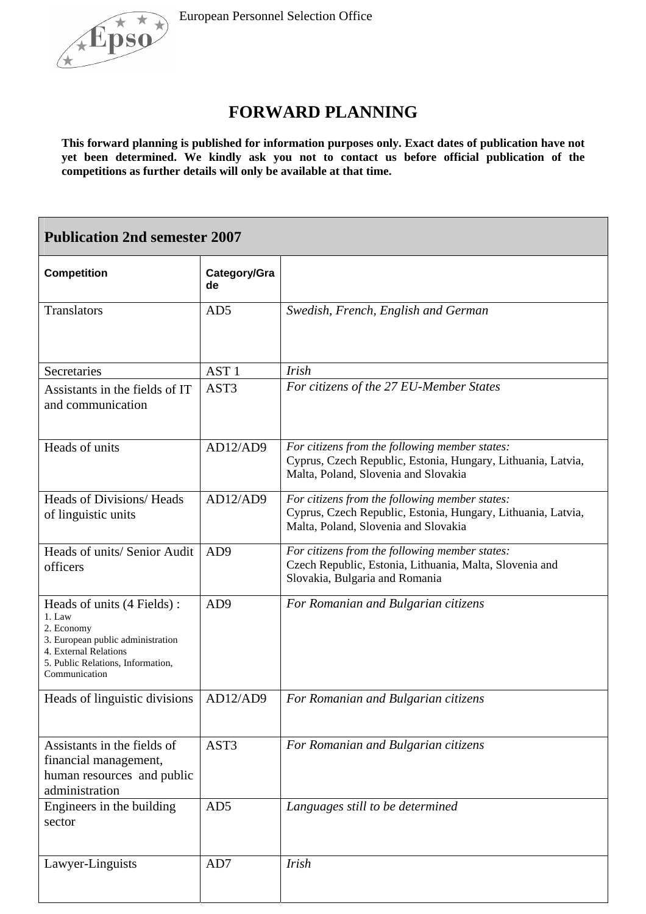European Personnel Selection Office

# FORWARD PLANNING

**This forward planning is published for information purposes only. Exact dates of publication have not yet been determined. We kindly ask you not to contact us before official publication of the competitions as further details will only be available at that time.**

| **Publication 2nd semester 2007** | | |
|---|---|---|
| **Competition** | **Category/Grade** | |
| Translators | AD5 | *Swedish, French, English and German* |
| Secretaries | AST 1 | *Irish* |
| Assistants in the fields of IT and communication | AST3 | *For citizens of the 27 EU-Member States* |
| Heads of units | AD12/AD9 | *For citizens from the following member states:* Cyprus, Czech Republic, Estonia, Hungary, Lithuania, Latvia, Malta, Poland, Slovenia and Slovakia |
| Heads of Divisions/ Heads of linguistic units | AD12/AD9 | *For citizens from the following member states:* Cyprus, Czech Republic, Estonia, Hungary, Lithuania, Latvia, Malta, Poland, Slovenia and Slovakia |
| Heads of units/ Senior Audit officers | AD9 | *For citizens from the following member states:* Czech Republic, Estonia, Lithuania, Malta, Slovenia and Slovakia, Bulgaria and Romania |
| Heads of units (4 Fields) : 1. Law 2. Economy 3. European public administration 4. External Relations 5. Public Relations, Information, Communication | AD9 | *For Romanian and Bulgarian citizens* |
| Heads of linguistic divisions | AD12/AD9 | *For Romanian and Bulgarian citizens* |
| Assistants in the fields of financial management, human resources and public administration | AST3 | *For Romanian and Bulgarian citizens* |
| Engineers in the building sector | AD5 | *Languages still to be determined* |
| Lawyer-Linguists | AD7 | *Irish* |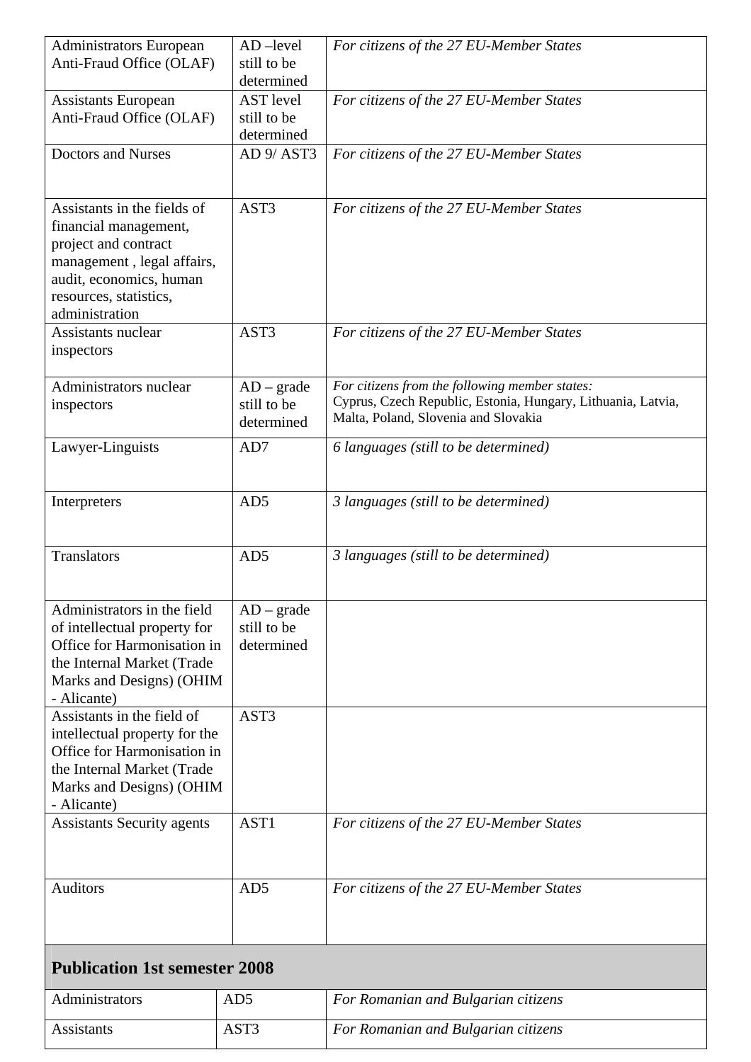| | | |
|---|---|---|
| Administrators European Anti-Fraud Office (OLAF) | AD –level still to be determined | *For citizens of the 27 EU-Member States* |
| Assistants European Anti-Fraud Office (OLAF) | AST level still to be determined | *For citizens of the 27 EU-Member States* |
| Doctors and Nurses | AD 9/ AST3 | *For citizens of the 27 EU-Member States* |
| Assistants in the fields of financial management, project and contract management , legal affairs, audit, economics, human resources, statistics, administration | AST3 | *For citizens of the 27 EU-Member States* |
| Assistants nuclear inspectors | AST3 | *For citizens of the 27 EU-Member States* |
| Administrators nuclear inspectors | AD – grade still to be determined | *For citizens from the following member states:* Cyprus, Czech Republic, Estonia, Hungary, Lithuania, Latvia, Malta, Poland, Slovenia and Slovakia |
| Lawyer-Linguists | AD7 | *6 languages (still to be determined)* |
| Interpreters | AD5 | *3 languages (still to be determined)* |
| Translators | AD5 | *3 languages (still to be determined)* |
| Administrators in the field of intellectual property for Office for Harmonisation in the Internal Market (Trade Marks and Designs) (OHIM - Alicante) | AD – grade still to be determined | |
| Assistants in the field of intellectual property for the Office for Harmonisation in the Internal Market (Trade Marks and Designs) (OHIM - Alicante) | AST3 | |
| Assistants Security agents | AST1 | *For citizens of the 27 EU-Member States* |
| Auditors | AD5 | *For citizens of the 27 EU-Member States* |
| **Publication 1st semester 2008** | | |
| Administrators | AD5 | *For Romanian and Bulgarian citizens* |
| Assistants | AST3 | *For Romanian and Bulgarian citizens* |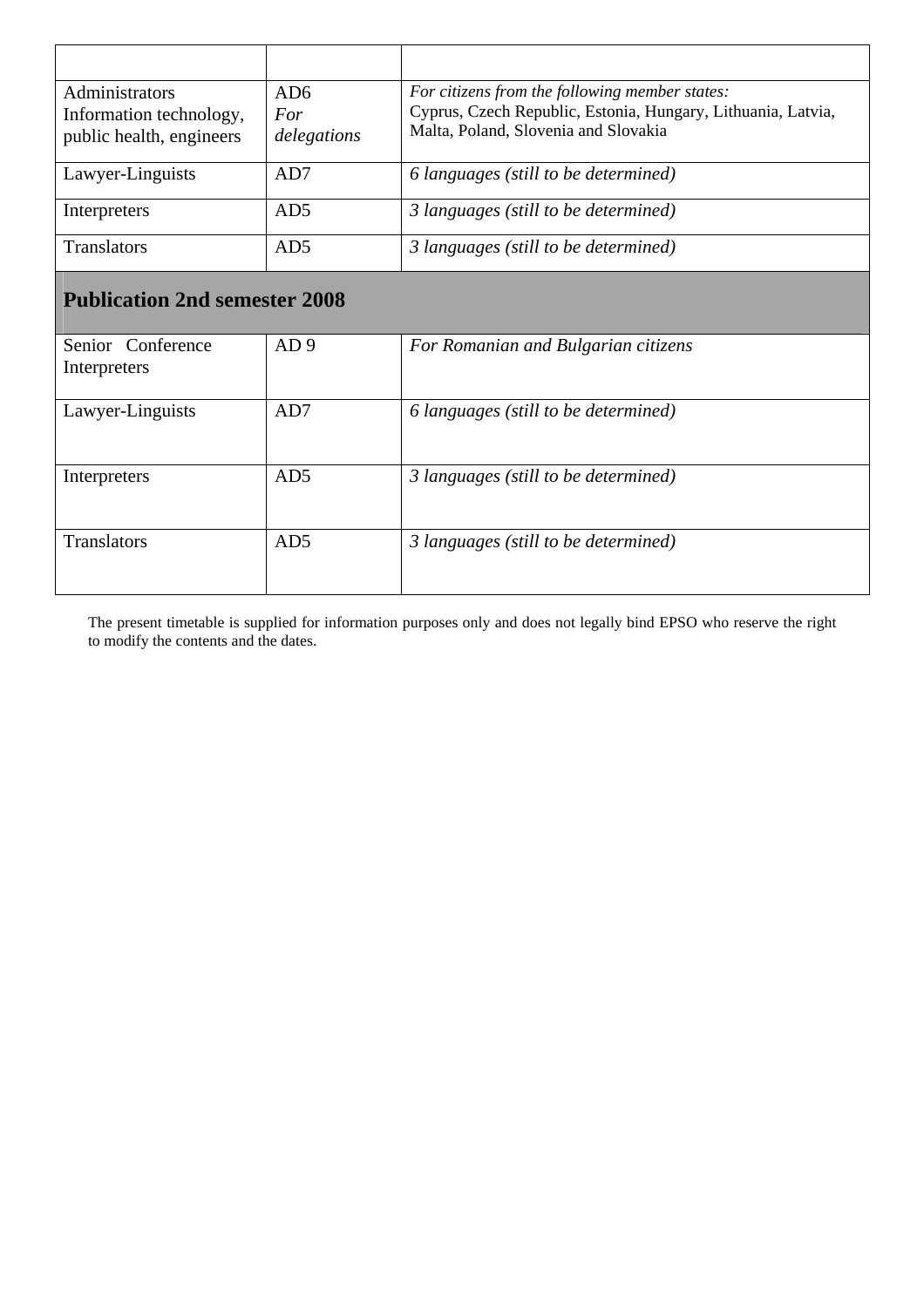| | | |
|---|---|---|
| Administrators Information technology, public health, engineers | AD6 *For delegations* | *For citizens from the following member states:* Cyprus, Czech Republic, Estonia, Hungary, Lithuania, Latvia, Malta, Poland, Slovenia and Slovakia |
| Lawyer-Linguists | AD7 | *6 languages (still to be determined)* |
| Interpreters | AD5 | *3 languages (still to be determined)* |
| Translators | AD5 | *3 languages (still to be determined)* |
| **Publication 2nd semester 2008** | | |
| Senior Conference Interpreters | AD 9 | *For Romanian and Bulgarian citizens* |
| Lawyer-Linguists | AD7 | *6 languages (still to be determined)* |
| Interpreters | AD5 | *3 languages (still to be determined)* |
| Translators | AD5 | *3 languages (still to be determined)* |

The present timetable is supplied for information purposes only and does not legally bind EPSO who reserve the right to modify the contents and the dates.